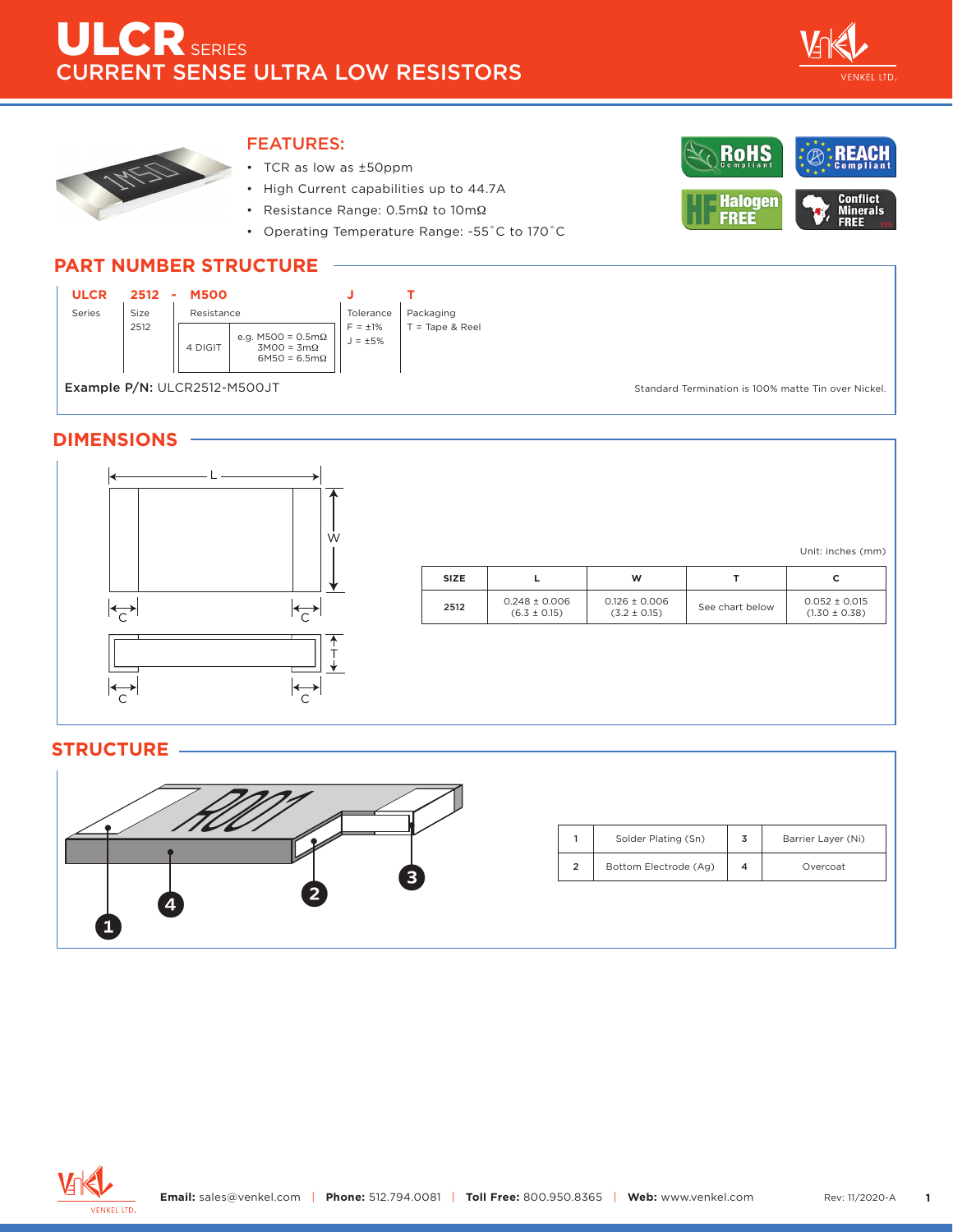# ULCR SERIES
## CURRENT SENSE ULTRA LOW RESISTORS

### FEATURES:

- TCR as low as ±50ppm
- High Current capabilities up to 44.7A
- Resistance Range: 0.5mΩ to 10mΩ
- Operating Temperature Range: -55˚C to 170˚C

RoHS Compliant | REACH Compliant | Halogen FREE | Conflict Minerals FREE

## PART NUMBER STRUCTURE

| ULCR | 2512 | - M500 | | J | T |
|---|---|---|---|---|---|
| Series | Size | Resistance | | Tolerance | Packaging |
| | 2512 | 4 DIGIT | e.g. M500 = 0.5mΩ<br>3M00 = 3mΩ<br>6M50 = 6.5mΩ | F = ±1%<br>J = ±5% | T = Tape & Reel |

**Example P/N:** ULCR2512-M500JT

Standard Termination is 100% matte Tin over Nickel.

## DIMENSIONS

Unit: inches (mm)

| SIZE | L | W | T | C |
|---|---|---|---|---|
| 2512 | 0.248 ± 0.006<br>(6.3 ± 0.15) | 0.126 ± 0.006<br>(3.2 ± 0.15) | See chart below | 0.052 ± 0.015<br>(1.30 ± 0.38) |

## STRUCTURE

| 1 | Solder Plating (Sn) | 3 | Barrier Layer (Ni) |
|---|---|---|---|
| 2 | Bottom Electrode (Ag) | 4 | Overcoat |

**Email:** sales@venkel.com | **Phone:** 512.794.0081 | **Toll Free:** 800.950.8365 | **Web:** www.venkel.com

Rev: 11/2020-A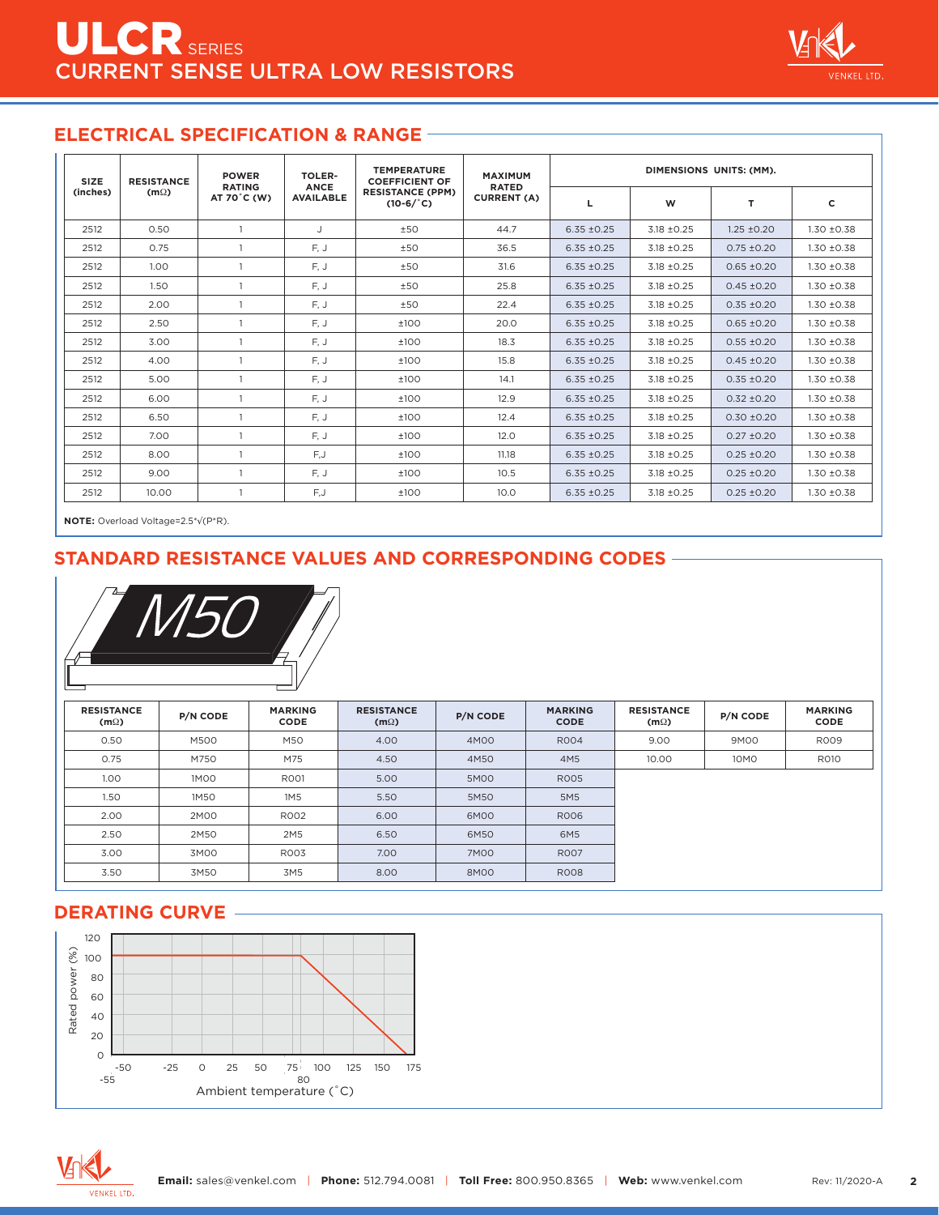# ULCR SERIES
## CURRENT SENSE ULTRA LOW RESISTORS

## ELECTRICAL SPECIFICATION & RANGE

| SIZE (inches) | RESISTANCE (mΩ) | POWER RATING AT 70˚C (W) | TOLERANCE AVAILABLE | TEMPERATURE COEFFICIENT OF RESISTANCE (PPM) (10-6/˚C) | MAXIMUM RATED CURRENT (A) | DIMENSIONS UNITS: (MM). | | | |
|---|---|---|---|---|---|---|---|---|---|
| | | | | | | L | W | T | C |
| 2512 | 0.50 | 1 | J | ±50 | 44.7 | 6.35 ±0.25 | 3.18 ±0.25 | 1.25 ±0.20 | 1.30 ±0.38 |
| 2512 | 0.75 | 1 | F, J | ±50 | 36.5 | 6.35 ±0.25 | 3.18 ±0.25 | 0.75 ±0.20 | 1.30 ±0.38 |
| 2512 | 1.00 | 1 | F, J | ±50 | 31.6 | 6.35 ±0.25 | 3.18 ±0.25 | 0.65 ±0.20 | 1.30 ±0.38 |
| 2512 | 1.50 | 1 | F, J | ±50 | 25.8 | 6.35 ±0.25 | 3.18 ±0.25 | 0.45 ±0.20 | 1.30 ±0.38 |
| 2512 | 2.00 | 1 | F, J | ±50 | 22.4 | 6.35 ±0.25 | 3.18 ±0.25 | 0.35 ±0.20 | 1.30 ±0.38 |
| 2512 | 2.50 | 1 | F, J | ±100 | 20.0 | 6.35 ±0.25 | 3.18 ±0.25 | 0.65 ±0.20 | 1.30 ±0.38 |
| 2512 | 3.00 | 1 | F, J | ±100 | 18.3 | 6.35 ±0.25 | 3.18 ±0.25 | 0.55 ±0.20 | 1.30 ±0.38 |
| 2512 | 4.00 | 1 | F, J | ±100 | 15.8 | 6.35 ±0.25 | 3.18 ±0.25 | 0.45 ±0.20 | 1.30 ±0.38 |
| 2512 | 5.00 | 1 | F, J | ±100 | 14.1 | 6.35 ±0.25 | 3.18 ±0.25 | 0.35 ±0.20 | 1.30 ±0.38 |
| 2512 | 6.00 | 1 | F, J | ±100 | 12.9 | 6.35 ±0.25 | 3.18 ±0.25 | 0.32 ±0.20 | 1.30 ±0.38 |
| 2512 | 6.50 | 1 | F, J | ±100 | 12.4 | 6.35 ±0.25 | 3.18 ±0.25 | 0.30 ±0.20 | 1.30 ±0.38 |
| 2512 | 7.00 | 1 | F, J | ±100 | 12.0 | 6.35 ±0.25 | 3.18 ±0.25 | 0.27 ±0.20 | 1.30 ±0.38 |
| 2512 | 8.00 | 1 | F,J | ±100 | 11.18 | 6.35 ±0.25 | 3.18 ±0.25 | 0.25 ±0.20 | 1.30 ±0.38 |
| 2512 | 9.00 | 1 | F, J | ±100 | 10.5 | 6.35 ±0.25 | 3.18 ±0.25 | 0.25 ±0.20 | 1.30 ±0.38 |
| 2512 | 10.00 | 1 | F,J | ±100 | 10.0 | 6.35 ±0.25 | 3.18 ±0.25 | 0.25 ±0.20 | 1.30 ±0.38 |

**NOTE:** Overload Voltage=2.5*√(P*R).

## STANDARD RESISTANCE VALUES AND CORRESPONDING CODES

M50

| RESISTANCE (mΩ) | P/N CODE | MARKING CODE | RESISTANCE (mΩ) | P/N CODE | MARKING CODE | RESISTANCE (mΩ) | P/N CODE | MARKING CODE |
|---|---|---|---|---|---|---|---|---|
| 0.50 | M500 | M50 | 4.00 | 4M00 | R004 | 9.00 | 9M00 | R009 |
| 0.75 | M750 | M75 | 4.50 | 4M50 | 4M5 | 10.00 | 10M0 | R010 |
| 1.00 | 1M00 | R001 | 5.00 | 5M00 | R005 | | | |
| 1.50 | 1M50 | 1M5 | 5.50 | 5M50 | 5M5 | | | |
| 2.00 | 2M00 | R002 | 6.00 | 6M00 | R006 | | | |
| 2.50 | 2M50 | 2M5 | 6.50 | 6M50 | 6M5 | | | |
| 3.00 | 3M00 | R003 | 7.00 | 7M00 | R007 | | | |
| 3.50 | 3M50 | 3M5 | 8.00 | 8M00 | R008 | | | |

## DERATING CURVE

Rated power (%) vs. Ambient temperature (˚C): 100% from -55 to 80˚C, linearly decreasing to 0% at 170˚C.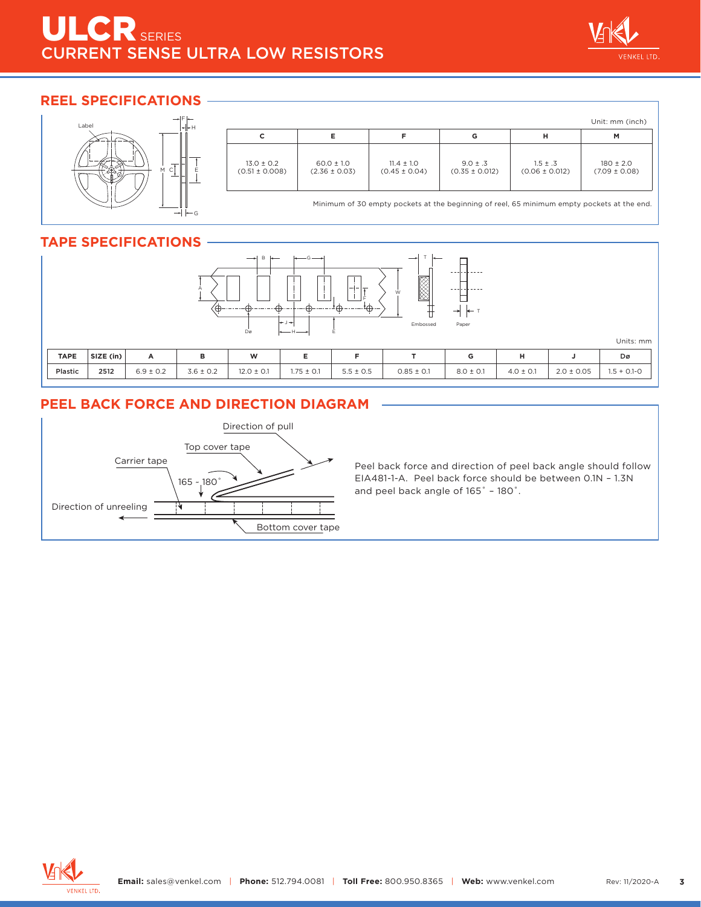# ULCR SERIES
## CURRENT SENSE ULTRA LOW RESISTORS

## REEL SPECIFICATIONS

Unit: mm (inch)

| C | E | F | G | H | M |
|---|---|---|---|---|---|
| 13.0 ± 0.2 (0.51 ± 0.008) | 60.0 ± 1.0 (2.36 ± 0.03) | 11.4 ± 1.0 (0.45 ± 0.04) | 9.0 ± .3 (0.35 ± 0.012) | 1.5 ± .3 (0.06 ± 0.012) | 180 ± 2.0 (7.09 ± 0.08) |

Minimum of 30 empty pockets at the beginning of reel, 65 minimum empty pockets at the end.

## TAPE SPECIFICATIONS

Units: mm

| TAPE | SIZE (in) | A | B | W | E | F | T | G | H | J | Dø |
|---|---|---|---|---|---|---|---|---|---|---|---|
| Plastic | 2512 | 6.9 ± 0.2 | 3.6 ± 0.2 | 12.0 ± 0.1 | 1.75 ± 0.1 | 5.5 ± 0.5 | 0.85 ± 0.1 | 8.0 ± 0.1 | 4.0 ± 0.1 | 2.0 ± 0.05 | 1.5 + 0.1-0 |

## PEEL BACK FORCE AND DIRECTION DIAGRAM

Peel back force and direction of peel back angle should follow EIA481-1-A. Peel back force should be between 0.1N – 1.3N and peel back angle of 165˚ – 180˚.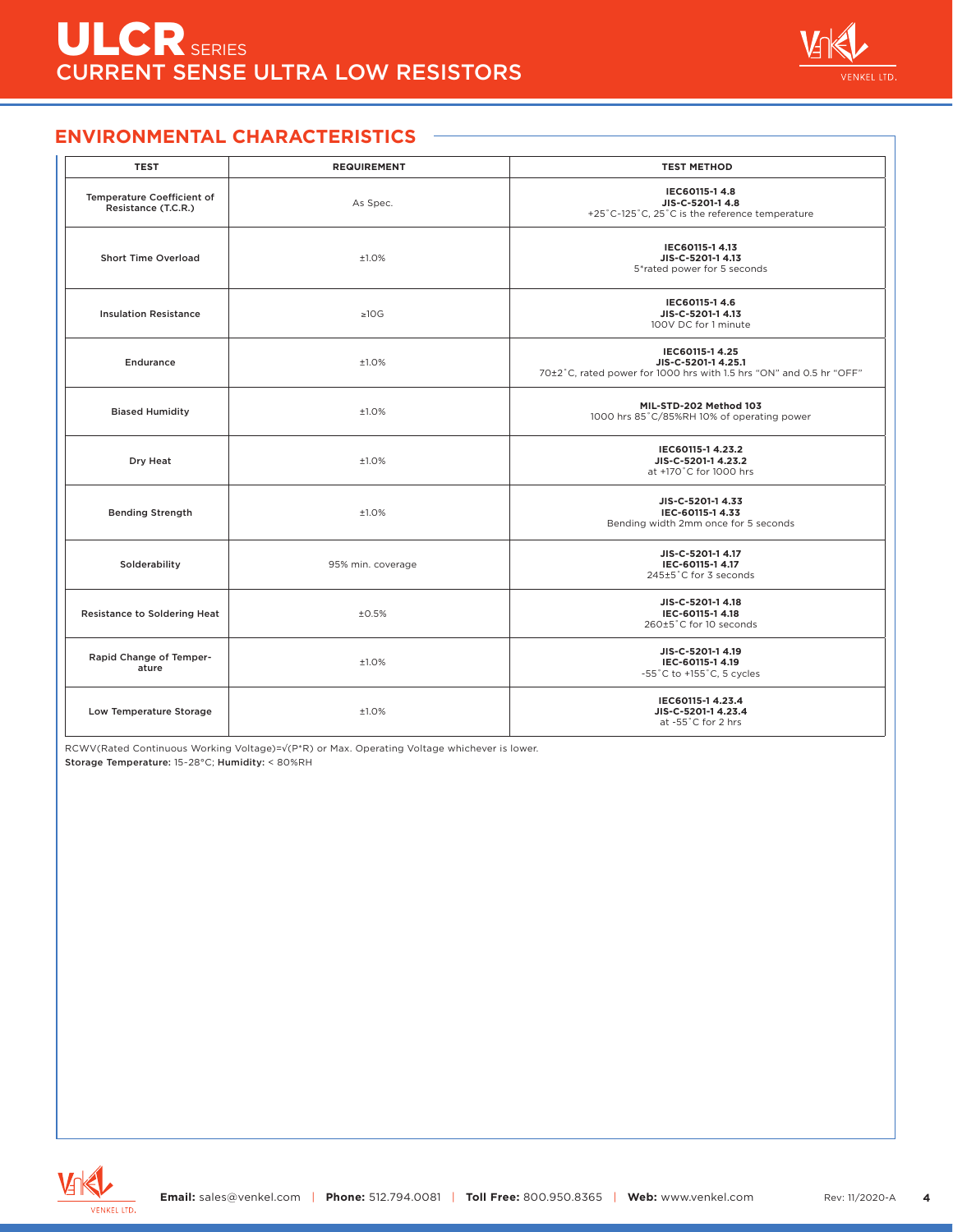# ULCR SERIES
## CURRENT SENSE ULTRA LOW RESISTORS

## ENVIRONMENTAL CHARACTERISTICS

| TEST | REQUIREMENT | TEST METHOD |
|---|---|---|
| Temperature Coefficient of Resistance (T.C.R.) | As Spec. | **IEC60115-1 4.8**<br>**JIS-C-5201-1 4.8**<br>+25˚C-125˚C, 25˚C is the reference temperature |
| Short Time Overload | ±1.0% | **IEC60115-1 4.13**<br>**JIS-C-5201-1 4.13**<br>5*rated power for 5 seconds |
| Insulation Resistance | ≥10G | **IEC60115-1 4.6**<br>**JIS-C-5201-1 4.13**<br>100V DC for 1 minute |
| Endurance | ±1.0% | **IEC60115-1 4.25**<br>**JIS-C-5201-1 4.25.1**<br>70±2˚C, rated power for 1000 hrs with 1.5 hrs "ON" and 0.5 hr "OFF" |
| Biased Humidity | ±1.0% | **MIL-STD-202 Method 103**<br>1000 hrs 85˚C/85%RH 10% of operating power |
| Dry Heat | ±1.0% | **IEC60115-1 4.23.2**<br>**JIS-C-5201-1 4.23.2**<br>at +170˚C for 1000 hrs |
| Bending Strength | ±1.0% | **JIS-C-5201-1 4.33**<br>**IEC-60115-1 4.33**<br>Bending width 2mm once for 5 seconds |
| Solderability | 95% min. coverage | **JIS-C-5201-1 4.17**<br>**IEC-60115-1 4.17**<br>245±5˚C for 3 seconds |
| Resistance to Soldering Heat | ±0.5% | **JIS-C-5201-1 4.18**<br>**IEC-60115-1 4.18**<br>260±5˚C for 10 seconds |
| Rapid Change of Temperature | ±1.0% | **JIS-C-5201-1 4.19**<br>**IEC-60115-1 4.19**<br>-55˚C to +155˚C, 5 cycles |
| Low Temperature Storage | ±1.0% | **IEC60115-1 4.23.4**<br>**JIS-C-5201-1 4.23.4**<br>at -55˚C for 2 hrs |

RCWV(Rated Continuous Working Voltage)=$\sqrt{(P*R)}$ or Max. Operating Voltage whichever is lower.

**Storage Temperature:** 15-28°C; **Humidity:** < 80%RH

**Email:** sales@venkel.com | **Phone:** 512.794.0081 | **Toll Free:** 800.950.8365 | **Web:** www.venkel.com

Rev: 11/2020-A